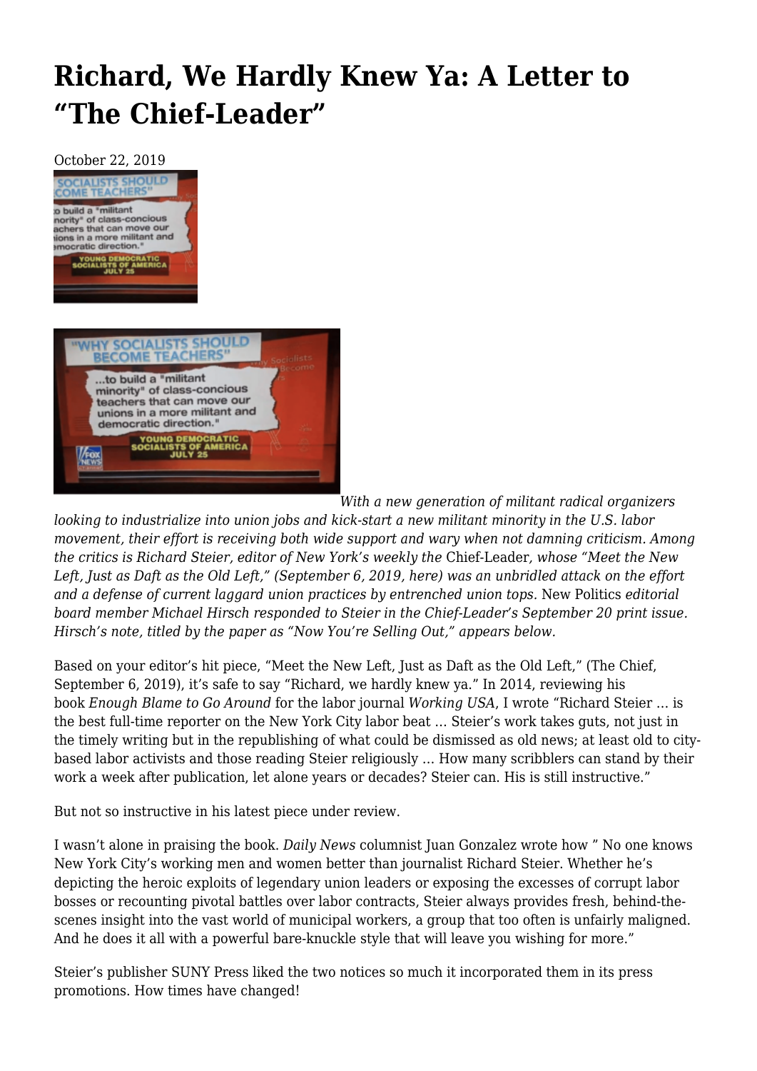# Richard, We Hardly Knew Ya: A Letter to "The Chief-Leader"

October 22, 2019

*With a new generation of militant radical organizers looking to industrialize into union jobs and kick-start a new militant minority in the U.S. labor movement, their effort is receiving both wide support and wary when not damning criticism. Among the critics is Richard Steier, editor of New York's weekly the* Chief-Leader*, whose "Meet the New Left, Just as Daft as the Old Left," (September 6, 2019, here) was an unbridled attack on the effort and a defense of current laggard union practices by entrenched union tops.* New Politics *editorial board member Michael Hirsch responded to Steier in the Chief-Leader's September 20 print issue. Hirsch's note, titled by the paper as "Now You're Selling Out," appears below.*

Based on your editor's hit piece, "Meet the New Left, Just as Daft as the Old Left," (The Chief, September 6, 2019), it's safe to say "Richard, we hardly knew ya." In 2014, reviewing his book *Enough Blame to Go Around* for the labor journal *Working USA*, I wrote "Richard Steier … is the best full-time reporter on the New York City labor beat … Steier's work takes guts, not just in the timely writing but in the republishing of what could be dismissed as old news; at least old to city-based labor activists and those reading Steier religiously … How many scribblers can stand by their work a week after publication, let alone years or decades? Steier can. His is still instructive."

But not so instructive in his latest piece under review.

I wasn't alone in praising the book. *Daily News* columnist Juan Gonzalez wrote how " No one knows New York City's working men and women better than journalist Richard Steier. Whether he's depicting the heroic exploits of legendary union leaders or exposing the excesses of corrupt labor bosses or recounting pivotal battles over labor contracts, Steier always provides fresh, behind-the-scenes insight into the vast world of municipal workers, a group that too often is unfairly maligned. And he does it all with a powerful bare-knuckle style that will leave you wishing for more."

Steier's publisher SUNY Press liked the two notices so much it incorporated them in its press promotions. How times have changed!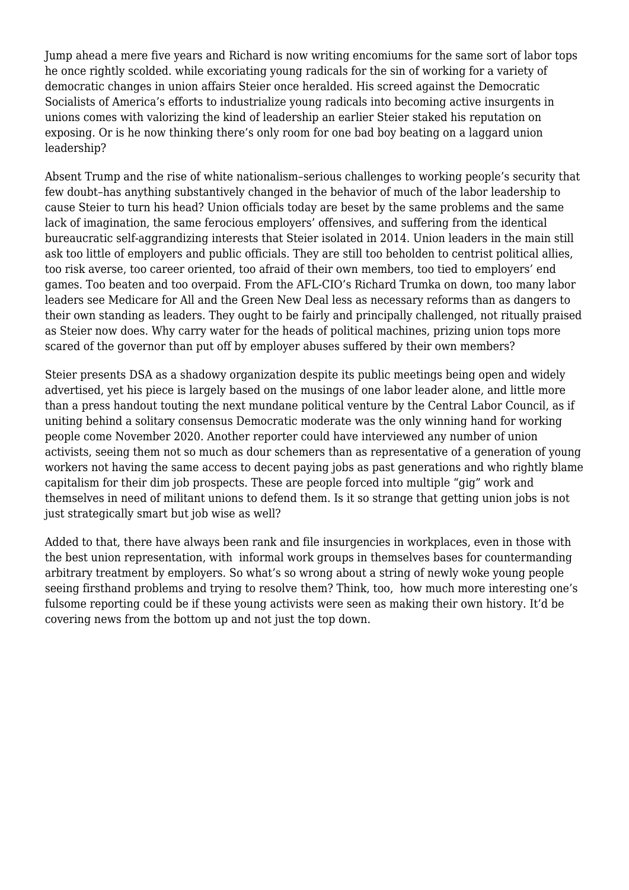Jump ahead a mere five years and Richard is now writing encomiums for the same sort of labor tops he once rightly scolded. while excoriating young radicals for the sin of working for a variety of democratic changes in union affairs Steier once heralded. His screed against the Democratic Socialists of America's efforts to industrialize young radicals into becoming active insurgents in unions comes with valorizing the kind of leadership an earlier Steier staked his reputation on exposing. Or is he now thinking there's only room for one bad boy beating on a laggard union leadership?

Absent Trump and the rise of white nationalism–serious challenges to working people's security that few doubt–has anything substantively changed in the behavior of much of the labor leadership to cause Steier to turn his head? Union officials today are beset by the same problems and the same lack of imagination, the same ferocious employers' offensives, and suffering from the identical bureaucratic self-aggrandizing interests that Steier isolated in 2014. Union leaders in the main still ask too little of employers and public officials. They are still too beholden to centrist political allies, too risk averse, too career oriented, too afraid of their own members, too tied to employers' end games. Too beaten and too overpaid. From the AFL-CIO's Richard Trumka on down, too many labor leaders see Medicare for All and the Green New Deal less as necessary reforms than as dangers to their own standing as leaders. They ought to be fairly and principally challenged, not ritually praised as Steier now does. Why carry water for the heads of political machines, prizing union tops more scared of the governor than put off by employer abuses suffered by their own members?

Steier presents DSA as a shadowy organization despite its public meetings being open and widely advertised, yet his piece is largely based on the musings of one labor leader alone, and little more than a press handout touting the next mundane political venture by the Central Labor Council, as if uniting behind a solitary consensus Democratic moderate was the only winning hand for working people come November 2020. Another reporter could have interviewed any number of union activists, seeing them not so much as dour schemers than as representative of a generation of young workers not having the same access to decent paying jobs as past generations and who rightly blame capitalism for their dim job prospects. These are people forced into multiple "gig" work and themselves in need of militant unions to defend them. Is it so strange that getting union jobs is not just strategically smart but job wise as well?

Added to that, there have always been rank and file insurgencies in workplaces, even in those with the best union representation, with informal work groups in themselves bases for countermanding arbitrary treatment by employers. So what's so wrong about a string of newly woke young people seeing firsthand problems and trying to resolve them? Think, too, how much more interesting one's fulsome reporting could be if these young activists were seen as making their own history. It'd be covering news from the bottom up and not just the top down.